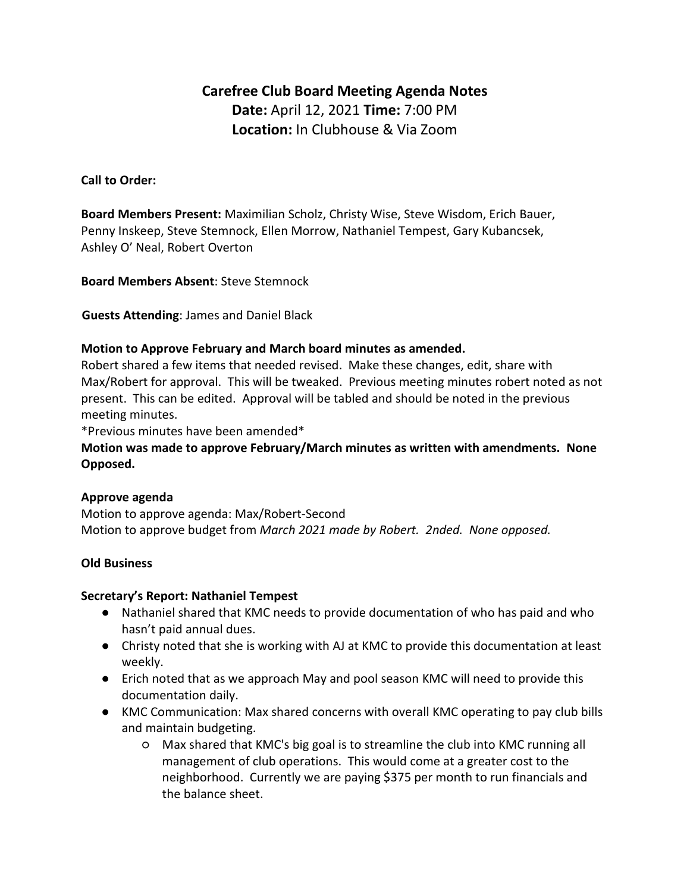# Carefree Club Board Meeting Agenda Notes

**Date:** April 12, 2021 **Time:** 7:00 PM
**Location:** In Clubhouse & Via Zoom

**Call to Order:**

**Board Members Present:** Maximilian Scholz, Christy Wise, Steve Wisdom, Erich Bauer, Penny Inskeep, Steve Stemnock, Ellen Morrow, Nathaniel Tempest, Gary Kubancsek, Ashley O' Neal, Robert Overton

**Board Members Absent**: Steve Stemnock

**Guests Attending**: James and Daniel Black

**Motion to Approve February and March board minutes as amended.**
Robert shared a few items that needed revised. Make these changes, edit, share with Max/Robert for approval. This will be tweaked. Previous meeting minutes robert noted as not present. This can be edited. Approval will be tabled and should be noted in the previous meeting minutes.
*Previous minutes have been amended*
**Motion was made to approve February/March minutes as written with amendments. None Opposed.**

**Approve agenda**
Motion to approve agenda: Max/Robert-Second
Motion to approve budget from *March 2021 made by Robert. 2nded. None opposed.*

**Old Business**

**Secretary's Report: Nathaniel Tempest**

- Nathaniel shared that KMC needs to provide documentation of who has paid and who hasn't paid annual dues.
- Christy noted that she is working with AJ at KMC to provide this documentation at least weekly.
- Erich noted that as we approach May and pool season KMC will need to provide this documentation daily.
- KMC Communication: Max shared concerns with overall KMC operating to pay club bills and maintain budgeting.
  - Max shared that KMC's big goal is to streamline the club into KMC running all management of club operations. This would come at a greater cost to the neighborhood. Currently we are paying $375 per month to run financials and the balance sheet.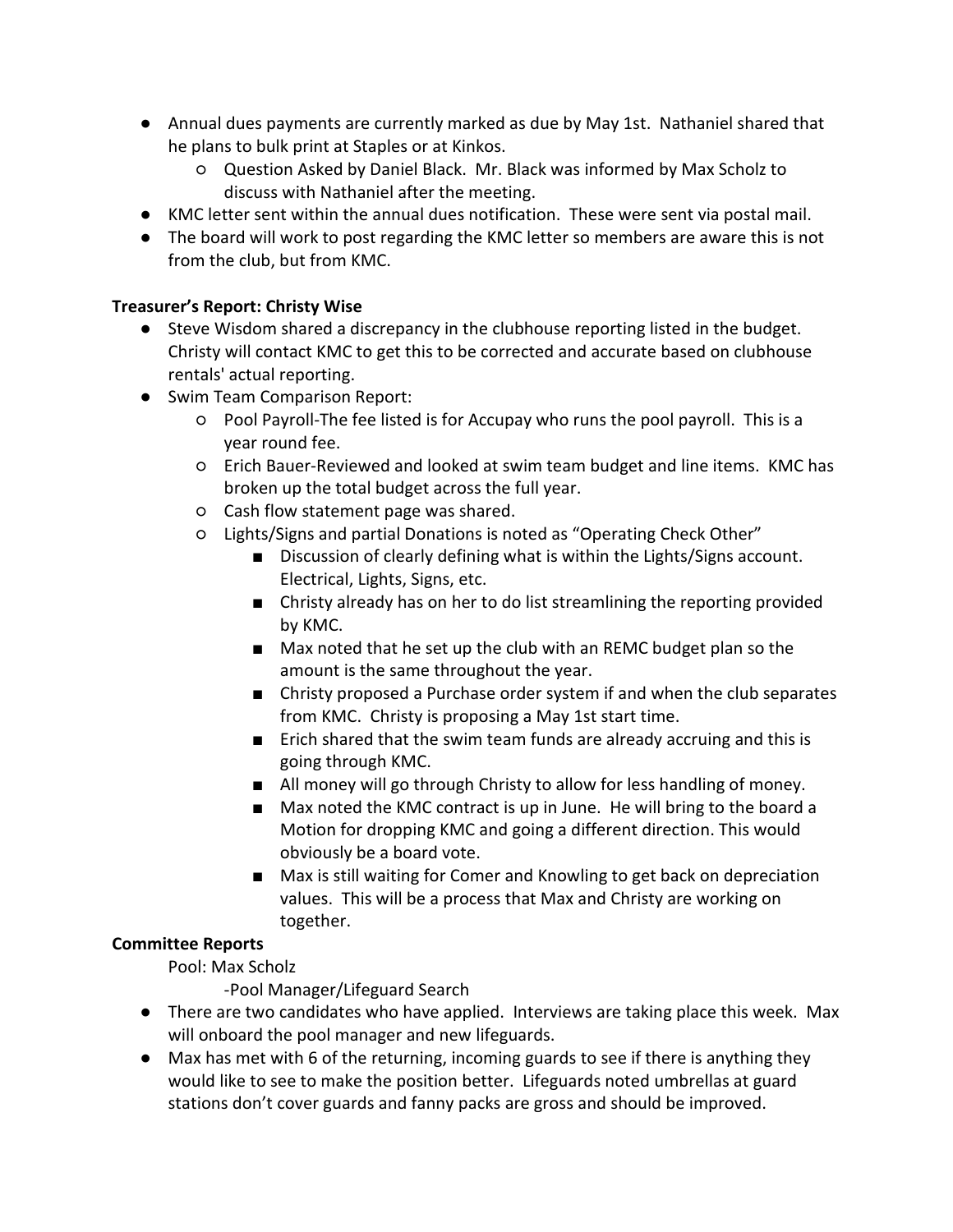- Annual dues payments are currently marked as due by May 1st. Nathaniel shared that he plans to bulk print at Staples or at Kinkos.
    - Question Asked by Daniel Black. Mr. Black was informed by Max Scholz to discuss with Nathaniel after the meeting.
- KMC letter sent within the annual dues notification. These were sent via postal mail.
- The board will work to post regarding the KMC letter so members are aware this is not from the club, but from KMC.

**Treasurer's Report: Christy Wise**

- Steve Wisdom shared a discrepancy in the clubhouse reporting listed in the budget. Christy will contact KMC to get this to be corrected and accurate based on clubhouse rentals' actual reporting.
- Swim Team Comparison Report:
    - Pool Payroll-The fee listed is for Accupay who runs the pool payroll. This is a year round fee.
    - Erich Bauer-Reviewed and looked at swim team budget and line items. KMC has broken up the total budget across the full year.
    - Cash flow statement page was shared.
    - Lights/Signs and partial Donations is noted as "Operating Check Other"
        - Discussion of clearly defining what is within the Lights/Signs account. Electrical, Lights, Signs, etc.
        - Christy already has on her to do list streamlining the reporting provided by KMC.
        - Max noted that he set up the club with an REMC budget plan so the amount is the same throughout the year.
        - Christy proposed a Purchase order system if and when the club separates from KMC. Christy is proposing a May 1st start time.
        - Erich shared that the swim team funds are already accruing and this is going through KMC.
        - All money will go through Christy to allow for less handling of money.
        - Max noted the KMC contract is up in June. He will bring to the board a Motion for dropping KMC and going a different direction. This would obviously be a board vote.
        - Max is still waiting for Comer and Knowling to get back on depreciation values. This will be a process that Max and Christy are working on together.

**Committee Reports**

Pool: Max Scholz

-Pool Manager/Lifeguard Search

- There are two candidates who have applied. Interviews are taking place this week. Max will onboard the pool manager and new lifeguards.
- Max has met with 6 of the returning, incoming guards to see if there is anything they would like to see to make the position better. Lifeguards noted umbrellas at guard stations don't cover guards and fanny packs are gross and should be improved.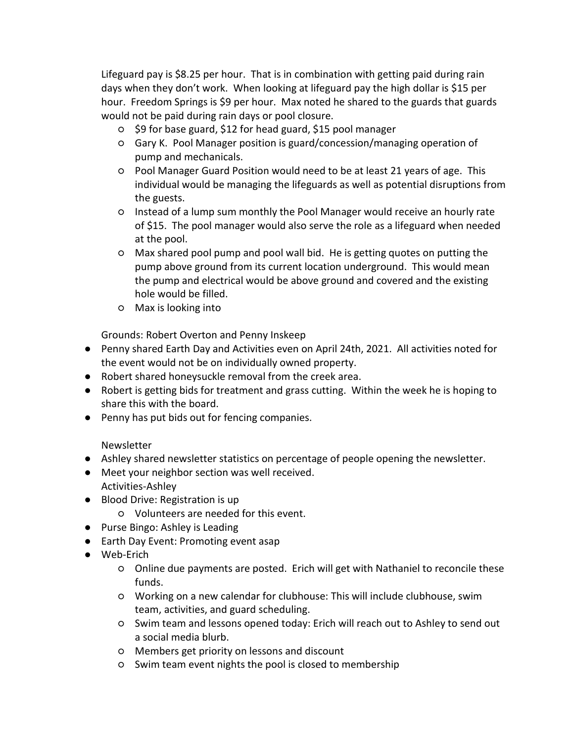Lifeguard pay is $8.25 per hour. That is in combination with getting paid during rain days when they don't work. When looking at lifeguard pay the high dollar is $15 per hour. Freedom Springs is $9 per hour. Max noted he shared to the guards that guards would not be paid during rain days or pool closure.

- $9 for base guard, $12 for head guard, $15 pool manager
- Gary K. Pool Manager position is guard/concession/managing operation of pump and mechanicals.
- Pool Manager Guard Position would need to be at least 21 years of age. This individual would be managing the lifeguards as well as potential disruptions from the guests.
- Instead of a lump sum monthly the Pool Manager would receive an hourly rate of $15. The pool manager would also serve the role as a lifeguard when needed at the pool.
- Max shared pool pump and pool wall bid. He is getting quotes on putting the pump above ground from its current location underground. This would mean the pump and electrical would be above ground and covered and the existing hole would be filled.
- Max is looking into

Grounds: Robert Overton and Penny Inskeep

- Penny shared Earth Day and Activities even on April 24th, 2021. All activities noted for the event would not be on individually owned property.
- Robert shared honeysuckle removal from the creek area.
- Robert is getting bids for treatment and grass cutting. Within the week he is hoping to share this with the board.
- Penny has put bids out for fencing companies.

Newsletter

- Ashley shared newsletter statistics on percentage of people opening the newsletter.
- Meet your neighbor section was well received.

Activities-Ashley

- Blood Drive: Registration is up
  - Volunteers are needed for this event.
- Purse Bingo: Ashley is Leading
- Earth Day Event: Promoting event asap
- Web-Erich
  - Online due payments are posted. Erich will get with Nathaniel to reconcile these funds.
  - Working on a new calendar for clubhouse: This will include clubhouse, swim team, activities, and guard scheduling.
  - Swim team and lessons opened today: Erich will reach out to Ashley to send out a social media blurb.
  - Members get priority on lessons and discount
  - Swim team event nights the pool is closed to membership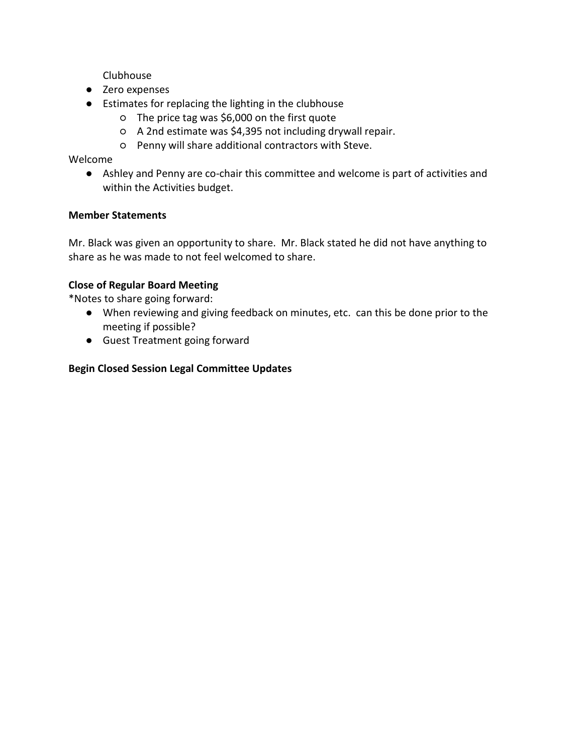Clubhouse

- Zero expenses
- Estimates for replacing the lighting in the clubhouse
  - The price tag was $6,000 on the first quote
  - A 2nd estimate was $4,395 not including drywall repair.
  - Penny will share additional contractors with Steve.

Welcome

- Ashley and Penny are co-chair this committee and welcome is part of activities and within the Activities budget.

**Member Statements**

Mr. Black was given an opportunity to share. Mr. Black stated he did not have anything to share as he was made to not feel welcomed to share.

**Close of Regular Board Meeting**

*Notes to share going forward:

- When reviewing and giving feedback on minutes, etc. can this be done prior to the meeting if possible?
- Guest Treatment going forward

**Begin Closed Session Legal Committee Updates**